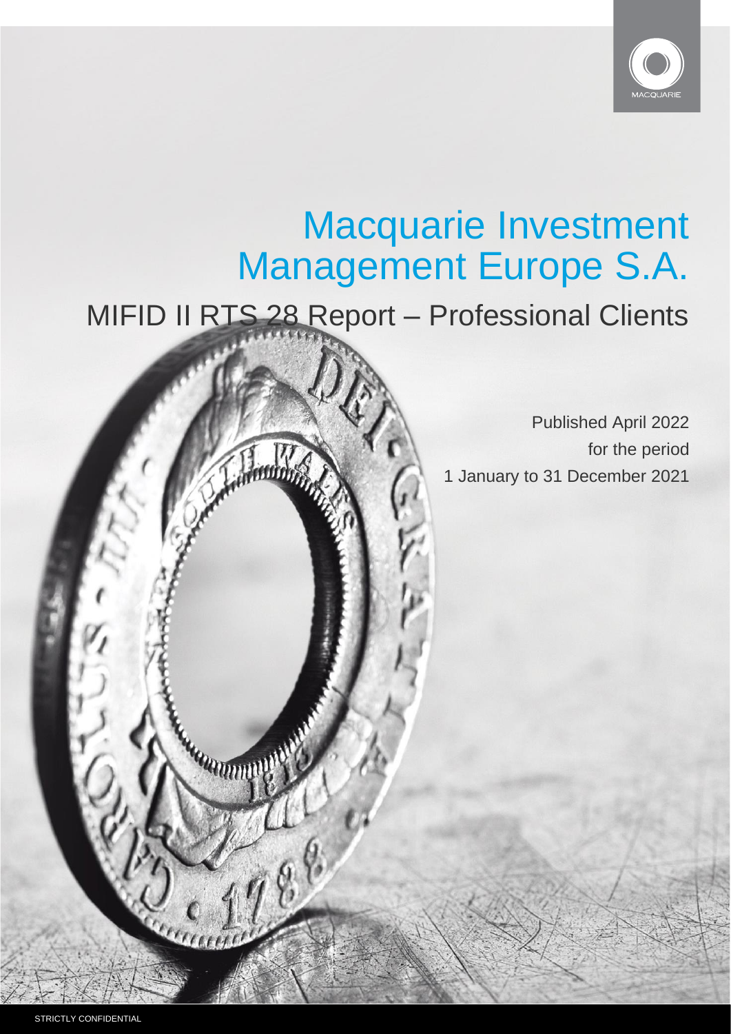# Macquarie Investment Management Europe S.A.

## MIFID II RTS 28 Report – Professional Clients

Published April 2022
for the period
1 January to 31 December 2021

STRICTLY CONFIDENTIAL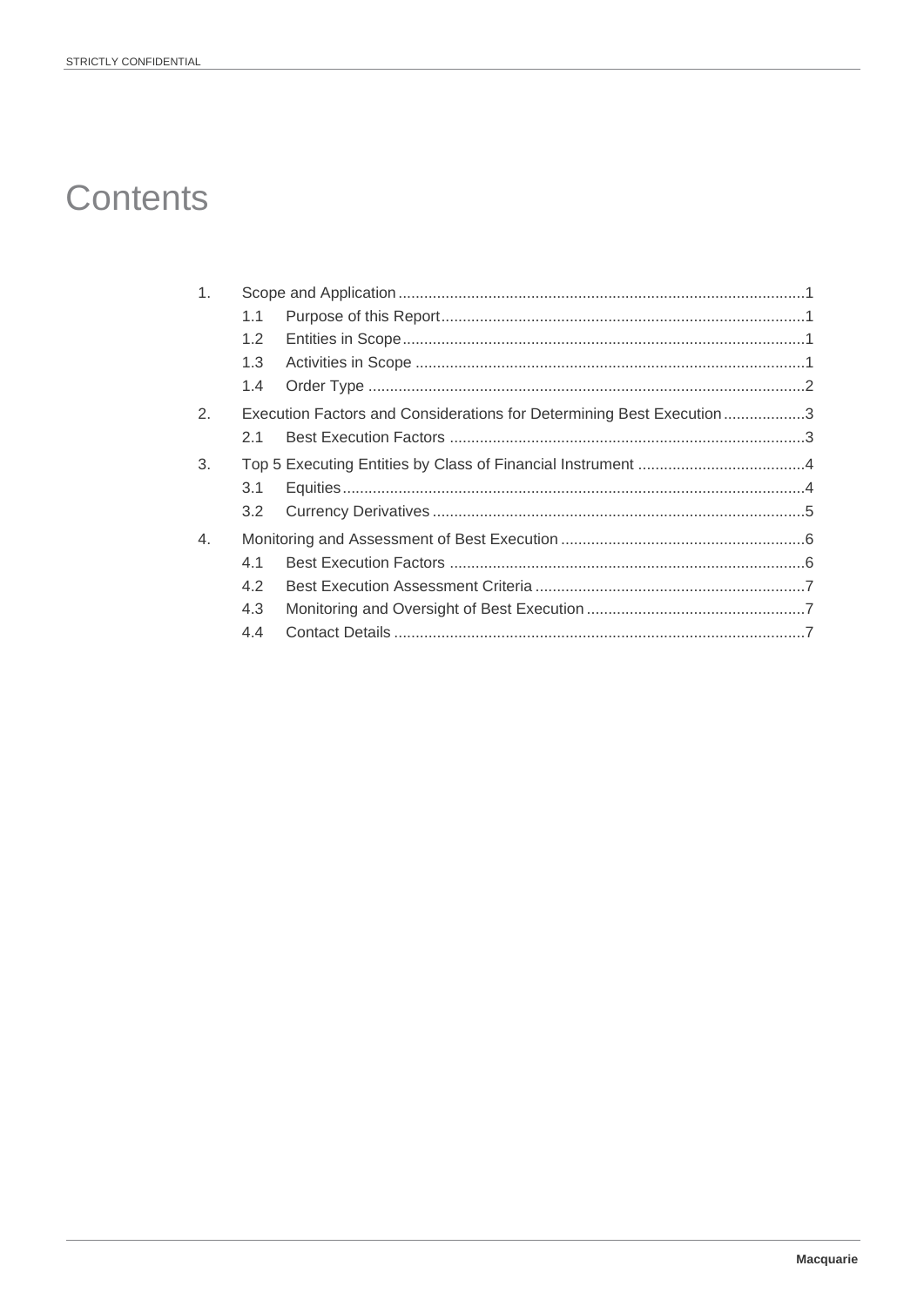# Contents

1. Scope and Application ............................................................ 1
   - 1.1 Purpose of this Report ............................................................ 1
   - 1.2 Entities in Scope ............................................................ 1
   - 1.3 Activities in Scope ............................................................ 1
   - 1.4 Order Type ............................................................ 2
2. Execution Factors and Considerations for Determining Best Execution ............................................................ 3
   - 2.1 Best Execution Factors ............................................................ 3
3. Top 5 Executing Entities by Class of Financial Instrument ............................................................ 4
   - 3.1 Equities ............................................................ 4
   - 3.2 Currency Derivatives ............................................................ 5
4. Monitoring and Assessment of Best Execution ............................................................ 6
   - 4.1 Best Execution Factors ............................................................ 6
   - 4.2 Best Execution Assessment Criteria ............................................................ 7
   - 4.3 Monitoring and Oversight of Best Execution ............................................................ 7
   - 4.4 Contact Details ............................................................ 7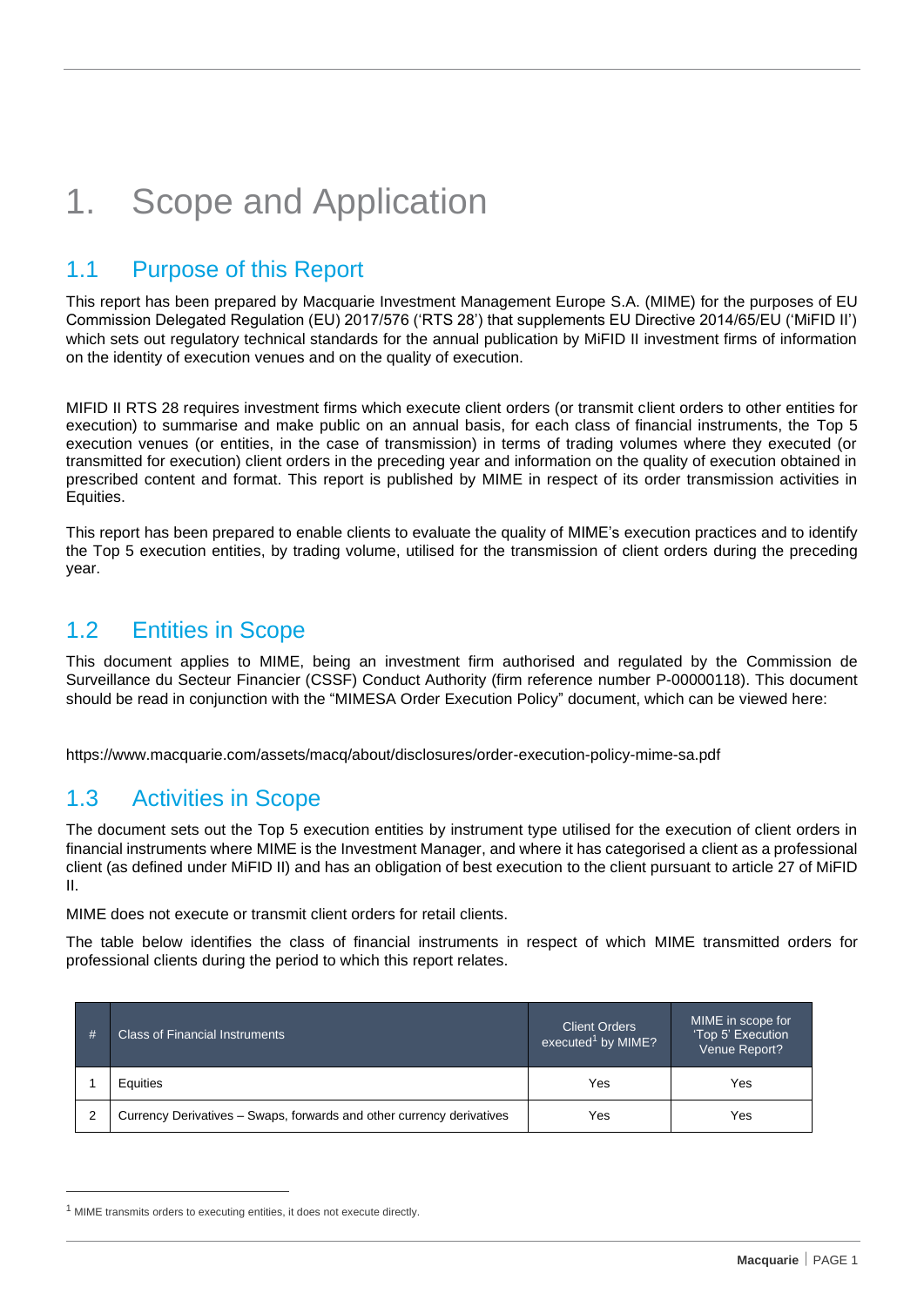# 1. Scope and Application

## 1.1 Purpose of this Report

This report has been prepared by Macquarie Investment Management Europe S.A. (MIME) for the purposes of EU Commission Delegated Regulation (EU) 2017/576 ('RTS 28') that supplements EU Directive 2014/65/EU ('MiFID II') which sets out regulatory technical standards for the annual publication by MiFID II investment firms of information on the identity of execution venues and on the quality of execution.

MIFID II RTS 28 requires investment firms which execute client orders (or transmit client orders to other entities for execution) to summarise and make public on an annual basis, for each class of financial instruments, the Top 5 execution venues (or entities, in the case of transmission) in terms of trading volumes where they executed (or transmitted for execution) client orders in the preceding year and information on the quality of execution obtained in prescribed content and format. This report is published by MIME in respect of its order transmission activities in Equities.

This report has been prepared to enable clients to evaluate the quality of MIME's execution practices and to identify the Top 5 execution entities, by trading volume, utilised for the transmission of client orders during the preceding year.

## 1.2 Entities in Scope

This document applies to MIME, being an investment firm authorised and regulated by the Commission de Surveillance du Secteur Financier (CSSF) Conduct Authority (firm reference number P-00000118). This document should be read in conjunction with the "MIMESA Order Execution Policy" document, which can be viewed here:

https://www.macquarie.com/assets/macq/about/disclosures/order-execution-policy-mime-sa.pdf

## 1.3 Activities in Scope

The document sets out the Top 5 execution entities by instrument type utilised for the execution of client orders in financial instruments where MIME is the Investment Manager, and where it has categorised a client as a professional client (as defined under MiFID II) and has an obligation of best execution to the client pursuant to article 27 of MiFID II.

MIME does not execute or transmit client orders for retail clients.

The table below identifies the class of financial instruments in respect of which MIME transmitted orders for professional clients during the period to which this report relates.

| # | Class of Financial Instruments | Client Orders executed[1] by MIME? | MIME in scope for 'Top 5' Execution Venue Report? |
|---|---|---|---|
| 1 | Equities | Yes | Yes |
| 2 | Currency Derivatives – Swaps, forwards and other currency derivatives | Yes | Yes |

[1] MIME transmits orders to executing entities, it does not execute directly.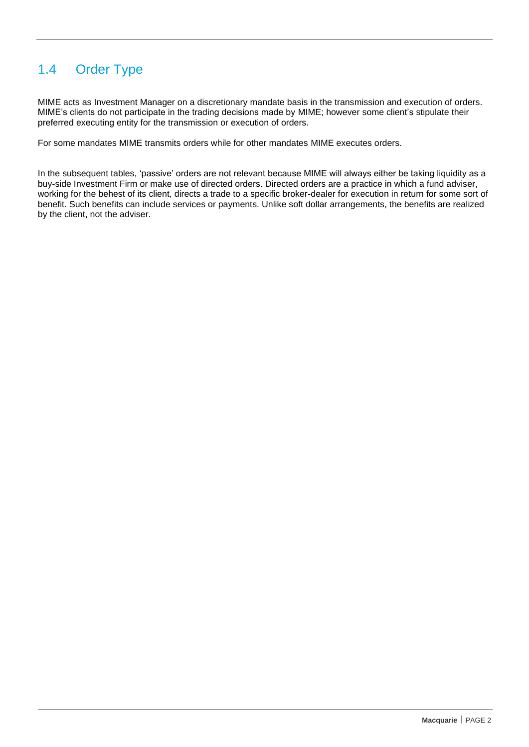## 1.4 Order Type

MIME acts as Investment Manager on a discretionary mandate basis in the transmission and execution of orders. MIME's clients do not participate in the trading decisions made by MIME; however some client's stipulate their preferred executing entity for the transmission or execution of orders.

For some mandates MIME transmits orders while for other mandates MIME executes orders.

In the subsequent tables, 'passive' orders are not relevant because MIME will always either be taking liquidity as a buy-side Investment Firm or make use of directed orders. Directed orders are a practice in which a fund adviser, working for the behest of its client, directs a trade to a specific broker-dealer for execution in return for some sort of benefit. Such benefits can include services or payments. Unlike soft dollar arrangements, the benefits are realized by the client, not the adviser.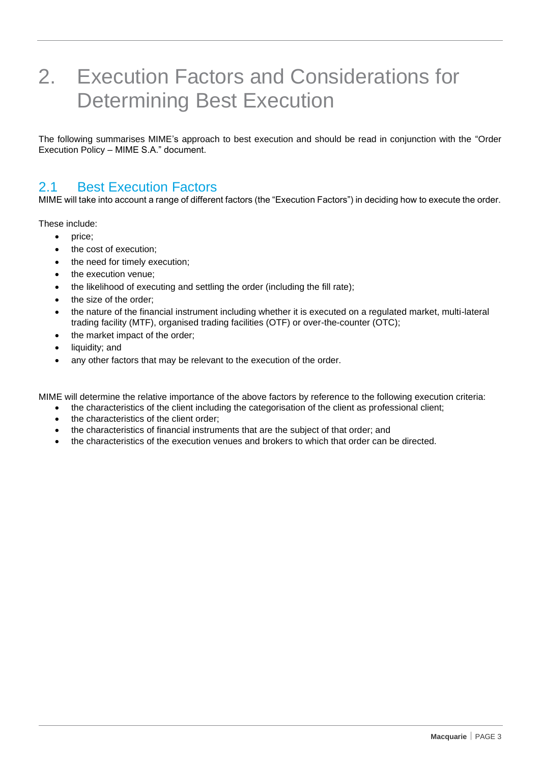# 2. Execution Factors and Considerations for Determining Best Execution

The following summarises MIME's approach to best execution and should be read in conjunction with the "Order Execution Policy – MIME S.A." document.

## 2.1 Best Execution Factors

MIME will take into account a range of different factors (the "Execution Factors") in deciding how to execute the order.

These include:

- price;
- the cost of execution;
- the need for timely execution;
- the execution venue;
- the likelihood of executing and settling the order (including the fill rate);
- the size of the order;
- the nature of the financial instrument including whether it is executed on a regulated market, multi-lateral trading facility (MTF), organised trading facilities (OTF) or over-the-counter (OTC);
- the market impact of the order;
- liquidity; and
- any other factors that may be relevant to the execution of the order.

MIME will determine the relative importance of the above factors by reference to the following execution criteria:

- the characteristics of the client including the categorisation of the client as professional client;
- the characteristics of the client order;
- the characteristics of financial instruments that are the subject of that order; and
- the characteristics of the execution venues and brokers to which that order can be directed.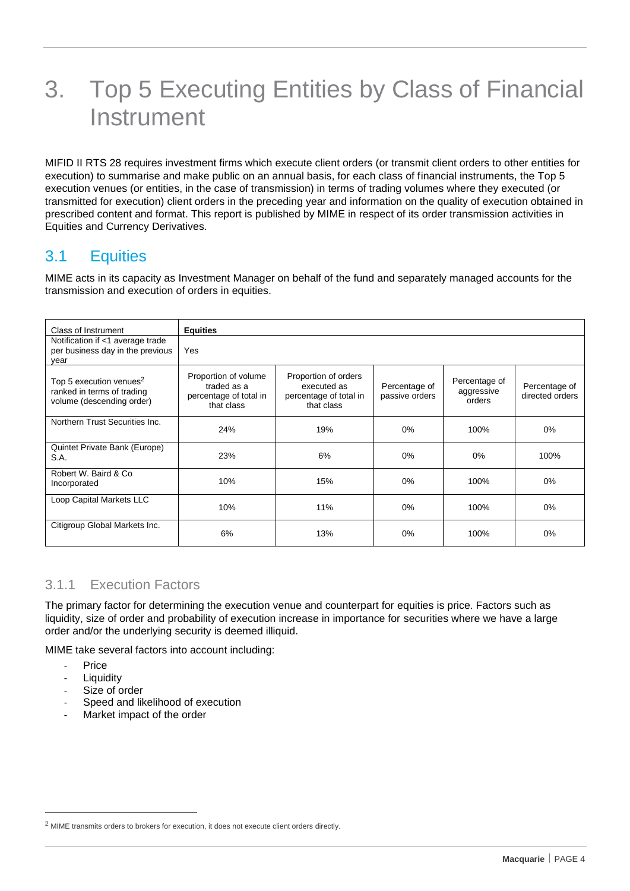# 3. Top 5 Executing Entities by Class of Financial Instrument

MIFID II RTS 28 requires investment firms which execute client orders (or transmit client orders to other entities for execution) to summarise and make public on an annual basis, for each class of financial instruments, the Top 5 execution venues (or entities, in the case of transmission) in terms of trading volumes where they executed (or transmitted for execution) client orders in the preceding year and information on the quality of execution obtained in prescribed content and format. This report is published by MIME in respect of its order transmission activities in Equities and Currency Derivatives.

## 3.1 Equities

MIME acts in its capacity as Investment Manager on behalf of the fund and separately managed accounts for the transmission and execution of orders in equities.

| Class of Instrument | **Equities** | | | | |
|---|---|---|---|---|---|
| Notification if <1 average trade per business day in the previous year | Yes | | | | |
| Top 5 execution venues[2] ranked in terms of trading volume (descending order) | Proportion of volume traded as a percentage of total in that class | Proportion of orders executed as percentage of total in that class | Percentage of passive orders | Percentage of aggressive orders | Percentage of directed orders |
| Northern Trust Securities Inc. | 24% | 19% | 0% | 100% | 0% |
| Quintet Private Bank (Europe) S.A. | 23% | 6% | 0% | 0% | 100% |
| Robert W. Baird & Co Incorporated | 10% | 15% | 0% | 100% | 0% |
| Loop Capital Markets LLC | 10% | 11% | 0% | 100% | 0% |
| Citigroup Global Markets Inc. | 6% | 13% | 0% | 100% | 0% |

### 3.1.1 Execution Factors

The primary factor for determining the execution venue and counterpart for equities is price. Factors such as liquidity, size of order and probability of execution increase in importance for securities where we have a large order and/or the underlying security is deemed illiquid.

MIME take several factors into account including:

- Price
- Liquidity
- Size of order
- Speed and likelihood of execution
- Market impact of the order

[2] MIME transmits orders to brokers for execution, it does not execute client orders directly.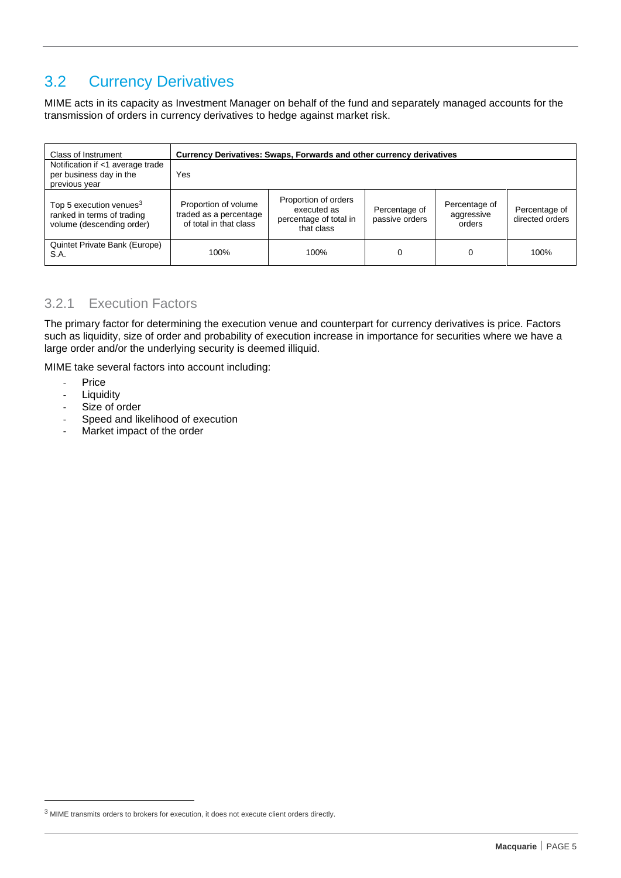## 3.2 Currency Derivatives

MIME acts in its capacity as Investment Manager on behalf of the fund and separately managed accounts for the transmission of orders in currency derivatives to hedge against market risk.

| Class of Instrument | **Currency Derivatives: Swaps, Forwards and other currency derivatives** | | | | |
|---|---|---|---|---|---|
| Notification if <1 average trade per business day in the previous year | Yes | | | | |
| Top 5 execution venues[3] ranked in terms of trading volume (descending order) | Proportion of volume traded as a percentage of total in that class | Proportion of orders executed as percentage of total in that class | Percentage of passive orders | Percentage of aggressive orders | Percentage of directed orders |
| Quintet Private Bank (Europe) S.A. | 100% | 100% | 0 | 0 | 100% |

### 3.2.1 Execution Factors

The primary factor for determining the execution venue and counterpart for currency derivatives is price. Factors such as liquidity, size of order and probability of execution increase in importance for securities where we have a large order and/or the underlying security is deemed illiquid.

MIME take several factors into account including:

- Price
- Liquidity
- Size of order
- Speed and likelihood of execution
- Market impact of the order

[3] MIME transmits orders to brokers for execution, it does not execute client orders directly.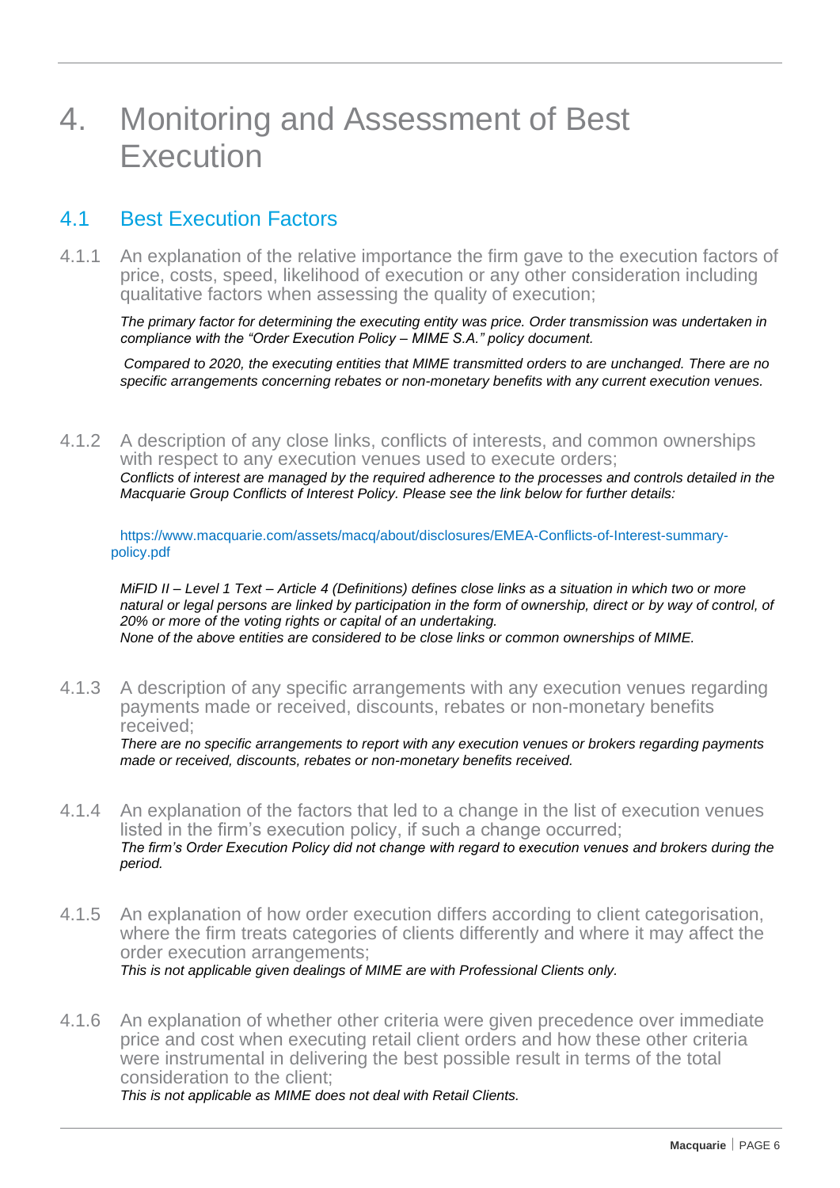# 4. Monitoring and Assessment of Best Execution

## 4.1 Best Execution Factors

4.1.1 An explanation of the relative importance the firm gave to the execution factors of price, costs, speed, likelihood of execution or any other consideration including qualitative factors when assessing the quality of execution;

*The primary factor for determining the executing entity was price. Order transmission was undertaken in compliance with the "Order Execution Policy – MIME S.A." policy document.*

*Compared to 2020, the executing entities that MIME transmitted orders to are unchanged. There are no specific arrangements concerning rebates or non-monetary benefits with any current execution venues.*

4.1.2 A description of any close links, conflicts of interests, and common ownerships with respect to any execution venues used to execute orders;

*Conflicts of interest are managed by the required adherence to the processes and controls detailed in the Macquarie Group Conflicts of Interest Policy. Please see the link below for further details:*

https://www.macquarie.com/assets/macq/about/disclosures/EMEA-Conflicts-of-Interest-summary-policy.pdf

*MiFID II – Level 1 Text – Article 4 (Definitions) defines close links as a situation in which two or more natural or legal persons are linked by participation in the form of ownership, direct or by way of control, of 20% or more of the voting rights or capital of an undertaking.*
*None of the above entities are considered to be close links or common ownerships of MIME.*

4.1.3 A description of any specific arrangements with any execution venues regarding payments made or received, discounts, rebates or non-monetary benefits received;

*There are no specific arrangements to report with any execution venues or brokers regarding payments made or received, discounts, rebates or non-monetary benefits received.*

4.1.4 An explanation of the factors that led to a change in the list of execution venues listed in the firm's execution policy, if such a change occurred;

*The firm's Order Execution Policy did not change with regard to execution venues and brokers during the period.*

4.1.5 An explanation of how order execution differs according to client categorisation, where the firm treats categories of clients differently and where it may affect the order execution arrangements;

*This is not applicable given dealings of MIME are with Professional Clients only.*

4.1.6 An explanation of whether other criteria were given precedence over immediate price and cost when executing retail client orders and how these other criteria were instrumental in delivering the best possible result in terms of the total consideration to the client;

*This is not applicable as MIME does not deal with Retail Clients.*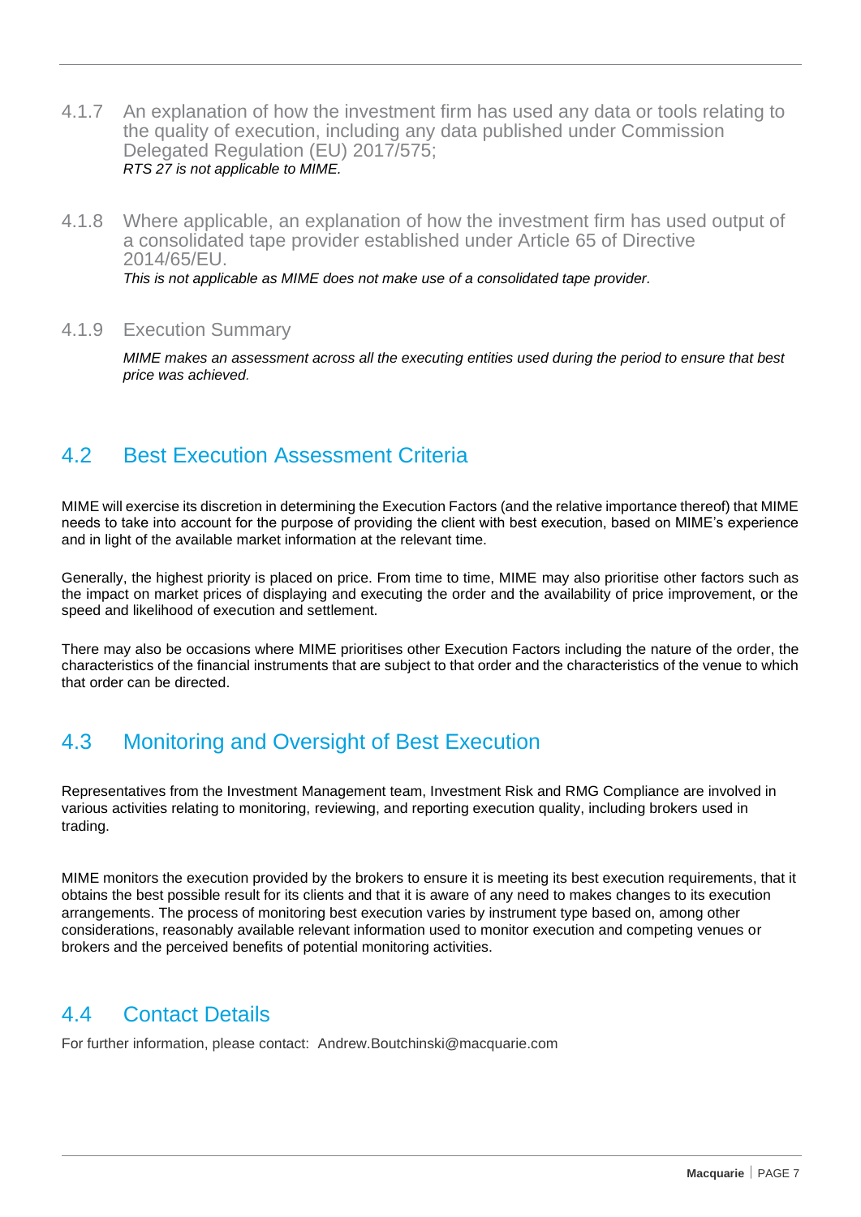4.1.7 An explanation of how the investment firm has used any data or tools relating to the quality of execution, including any data published under Commission Delegated Regulation (EU) 2017/575;

*RTS 27 is not applicable to MIME.*

4.1.8 Where applicable, an explanation of how the investment firm has used output of a consolidated tape provider established under Article 65 of Directive 2014/65/EU.

*This is not applicable as MIME does not make use of a consolidated tape provider.*

4.1.9 Execution Summary

*MIME makes an assessment across all the executing entities used during the period to ensure that best price was achieved.*

## 4.2 Best Execution Assessment Criteria

MIME will exercise its discretion in determining the Execution Factors (and the relative importance thereof) that MIME needs to take into account for the purpose of providing the client with best execution, based on MIME's experience and in light of the available market information at the relevant time.

Generally, the highest priority is placed on price. From time to time, MIME may also prioritise other factors such as the impact on market prices of displaying and executing the order and the availability of price improvement, or the speed and likelihood of execution and settlement.

There may also be occasions where MIME prioritises other Execution Factors including the nature of the order, the characteristics of the financial instruments that are subject to that order and the characteristics of the venue to which that order can be directed.

## 4.3 Monitoring and Oversight of Best Execution

Representatives from the Investment Management team, Investment Risk and RMG Compliance are involved in various activities relating to monitoring, reviewing, and reporting execution quality, including brokers used in trading.

MIME monitors the execution provided by the brokers to ensure it is meeting its best execution requirements, that it obtains the best possible result for its clients and that it is aware of any need to makes changes to its execution arrangements. The process of monitoring best execution varies by instrument type based on, among other considerations, reasonably available relevant information used to monitor execution and competing venues or brokers and the perceived benefits of potential monitoring activities.

## 4.4 Contact Details

For further information, please contact: Andrew.Boutchinski@macquarie.com